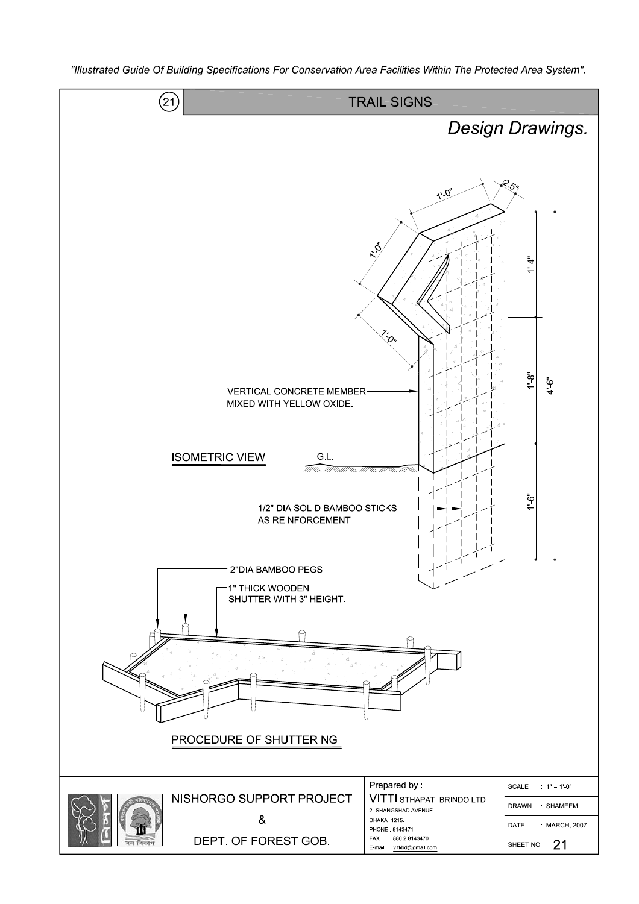"Illustrated Guide Of Building Specifications For Conservation Area Facilities Within The Protected Area System".

# 21 TRAIL SIGNS

## *Design Drawings.*

1'-0"

2.5"

1'-0"

1'-0"

1'-4"

1'-8"

4'-6"

1'-6"

VERTICAL CONCRETE MEMBER. MIXED WITH YELLOW OXIDE.

ISOMETRIC VIEW

G.L.

1/2" DIA SOLID BAMBOO STICKS AS REINFORCEMENT.

2"DIA BAMBOO PEGS.

1" THICK WOODEN SHUTTER WITH 3" HEIGHT.

PROCEDURE OF SHUTTERING.

NISHORGO SUPPORT PROJECT

&

DEPT. OF FOREST GOB.

Prepared by :

VITTI STHAPATI BRINDO LTD.
2- SHANGSHAD AVENUE
DHAKA -1215.
PHONE : 8143471
FAX : 880 2 8143470
E-mail : vittibd@gmail.com

| | |
|---|---|
| SCALE | : 1" = 1'-0" |
| DRAWN | : SHAMEEM |
| DATE | : MARCH, 2007. |
| SHEET NO : | 21 |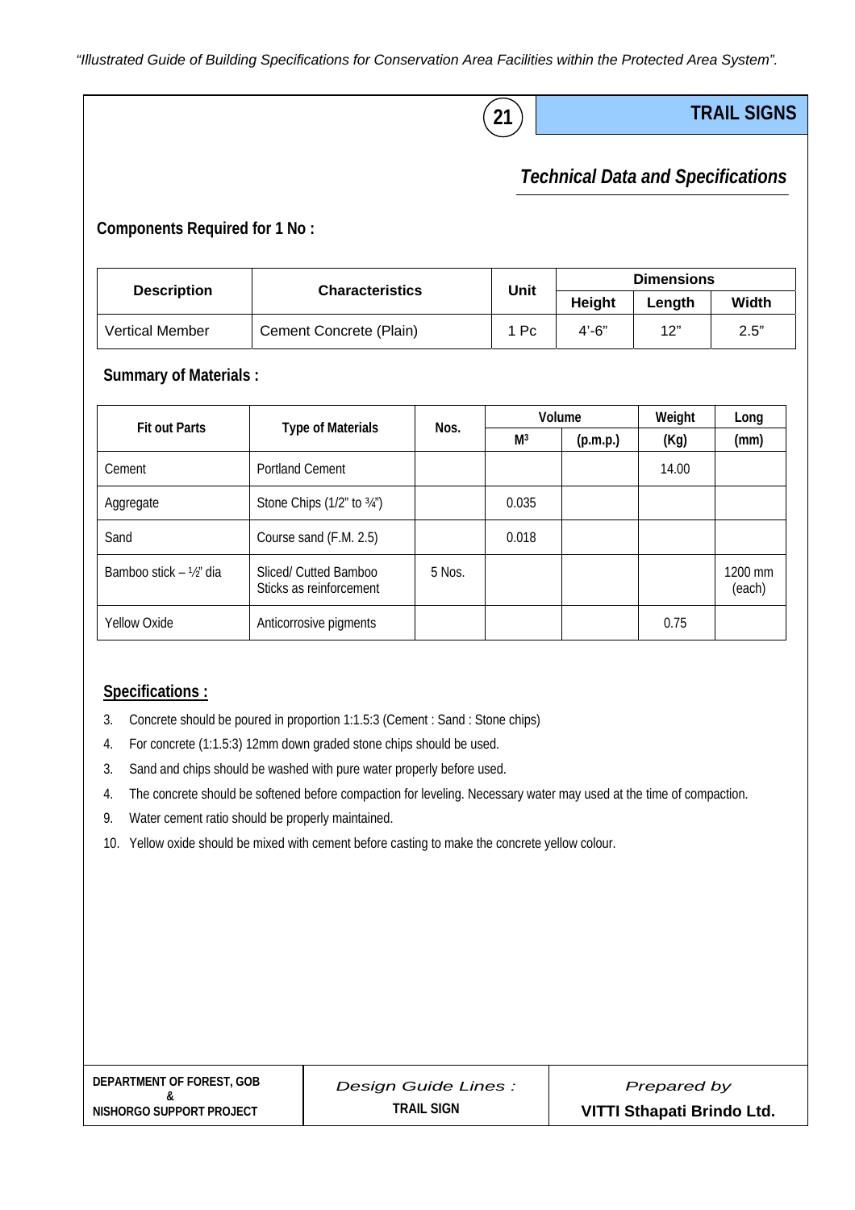## 21 TRAIL SIGNS

### *Technical Data and Specifications*

**Components Required for 1 No :**

| Description | Characteristics | Unit | Dimensions | | |
|---|---|---|---|---|---|
| | | | Height | Length | Width |
| Vertical Member | Cement Concrete (Plain) | 1 Pc | 4'-6" | 12" | 2.5" |

**Summary of Materials :**

| Fit out Parts | Type of Materials | Nos. | Volume | | Weight | Long |
|---|---|---|---|---|---|---|
| | | | M³ | (p.m.p.) | (Kg) | (mm) |
| Cement | Portland Cement | | | | 14.00 | |
| Aggregate | Stone Chips (1/2" to ¾") | | 0.035 | | | |
| Sand | Course sand (F.M. 2.5) | | 0.018 | | | |
| Bamboo stick – ½" dia | Sliced/ Cutted Bamboo Sticks as reinforcement | 5 Nos. | | | | 1200 mm (each) |
| Yellow Oxide | Anticorrosive pigments | | | | 0.75 | |

**Specifications :**

3. Concrete should be poured in proportion 1:1.5:3 (Cement : Sand : Stone chips)
4. For concrete (1:1.5:3) 12mm down graded stone chips should be used.
3. Sand and chips should be washed with pure water properly before used.
4. The concrete should be softened before compaction for leveling. Necessary water may used at the time of compaction.
9. Water cement ratio should be properly maintained.
10. Yellow oxide should be mixed with cement before casting to make the concrete yellow colour.

| | | |
|---|---|---|
| DEPARTMENT OF FOREST, GOB & NISHORGO SUPPORT PROJECT | *Design Guide Lines :* TRAIL SIGN | *Prepared by* VITTI Sthapati Brindo Ltd. |